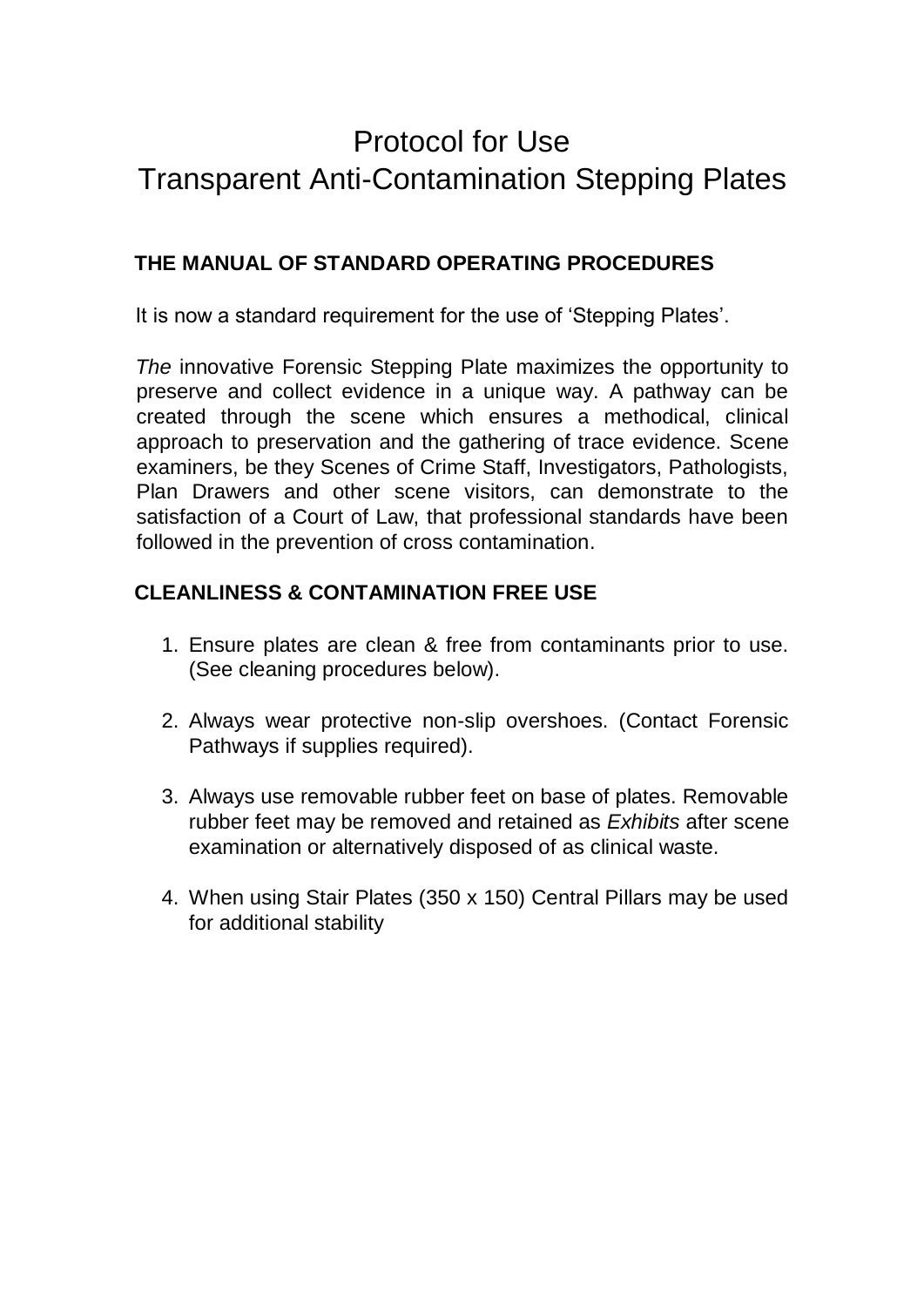# Protocol for Use
# Transparent Anti-Contamination Stepping Plates

## THE MANUAL OF STANDARD OPERATING PROCEDURES

It is now a standard requirement for the use of 'Stepping Plates'.

*The* innovative Forensic Stepping Plate maximizes the opportunity to preserve and collect evidence in a unique way. A pathway can be created through the scene which ensures a methodical, clinical approach to preservation and the gathering of trace evidence. Scene examiners, be they Scenes of Crime Staff, Investigators, Pathologists, Plan Drawers and other scene visitors, can demonstrate to the satisfaction of a Court of Law, that professional standards have been followed in the prevention of cross contamination.

## CLEANLINESS & CONTAMINATION FREE USE

1. Ensure plates are clean & free from contaminants prior to use. (See cleaning procedures below).

2. Always wear protective non-slip overshoes. (Contact Forensic Pathways if supplies required).

3. Always use removable rubber feet on base of plates. Removable rubber feet may be removed and retained as *Exhibits* after scene examination or alternatively disposed of as clinical waste.

4. When using Stair Plates (350 x 150) Central Pillars may be used for additional stability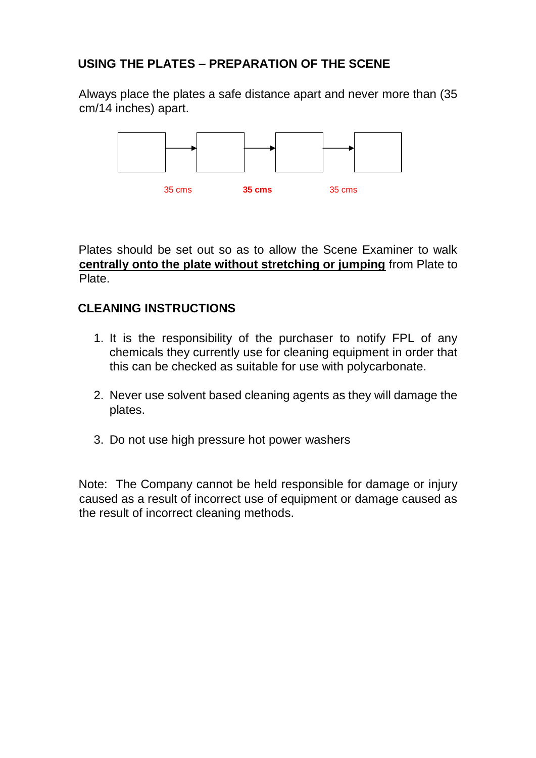## USING THE PLATES – PREPARATION OF THE SCENE

Always place the plates a safe distance apart and never more than (35 cm/14 inches) apart.

35 cms

**35 cms**

35 cms

Plates should be set out so as to allow the Scene Examiner to walk **centrally onto the plate without stretching or jumping** from Plate to Plate.

## CLEANING INSTRUCTIONS

1. It is the responsibility of the purchaser to notify FPL of any chemicals they currently use for cleaning equipment in order that this can be checked as suitable for use with polycarbonate.

2. Never use solvent based cleaning agents as they will damage the plates.

3. Do not use high pressure hot power washers

Note: The Company cannot be held responsible for damage or injury caused as a result of incorrect use of equipment or damage caused as the result of incorrect cleaning methods.